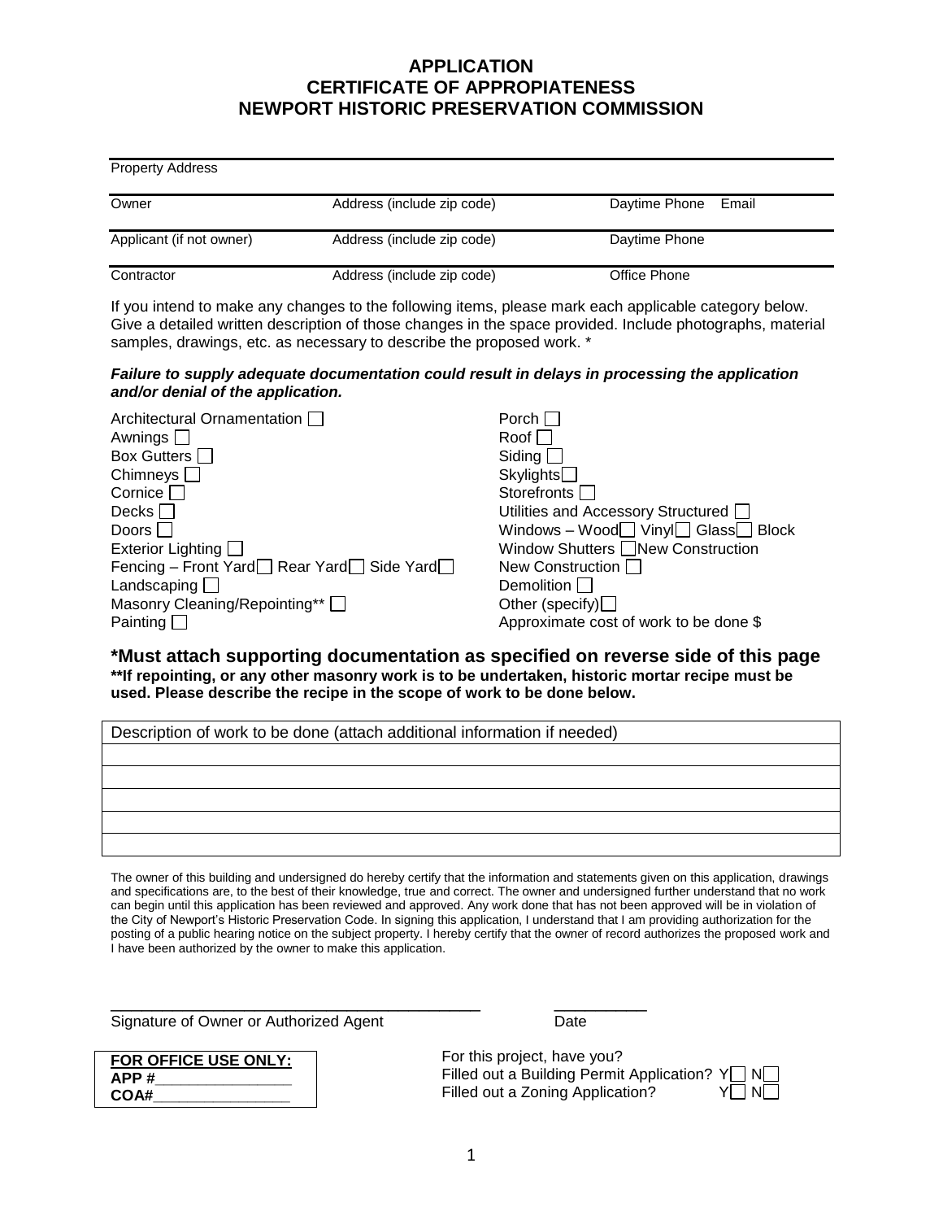# APPLICATION
# CERTIFICATE OF APPROPIATENESS
# NEWPORT HISTORIC PRESERVATION COMMISSION

| Property Address | | |
|---|---|---|
| Owner | Address (include zip code) | Daytime Phone Email |
| Applicant (if not owner) | Address (include zip code) | Daytime Phone |
| Contractor | Address (include zip code) | Office Phone |

If you intend to make any changes to the following items, please mark each applicable category below. Give a detailed written description of those changes in the space provided. Include photographs, material samples, drawings, etc. as necessary to describe the proposed work. *

***Failure to supply adequate documentation could result in delays in processing the application and/or denial of the application.***

- Architectural Ornamentation ☐
- Awnings ☐
- Box Gutters ☐
- Chimneys ☐
- Cornice ☐
- Decks ☐
- Doors ☐
- Exterior Lighting ☐
- Fencing – Front Yard ☐ Rear Yard ☐ Side Yard ☐
- Landscaping ☐
- Masonry Cleaning/Repointing** ☐
- Painting ☐
- Porch ☐
- Roof ☐
- Siding ☐
- Skylights ☐
- Storefronts ☐
- Utilities and Accessory Structured ☐
- Windows – Wood ☐ Vinyl ☐ Glass ☐ Block
- Window Shutters ☐ New Construction
- New Construction ☐
- Demolition ☐
- Other (specify) ☐
- Approximate cost of work to be done $

**\*Must attach supporting documentation as specified on reverse side of this page**

****If repointing, or any other masonry work is to be undertaken, historic mortar recipe must be used. Please describe the recipe in the scope of work to be done below.**

| Description of work to be done (attach additional information if needed) |
|---|
| |
| |
| |
| |
| |

The owner of this building and undersigned do hereby certify that the information and statements given on this application, drawings and specifications are, to the best of their knowledge, true and correct. The owner and undersigned further understand that no work can begin until this application has been reviewed and approved. Any work done that has not been approved will be in violation of the City of Newport's Historic Preservation Code. In signing this application, I understand that I am providing authorization for the posting of a public hearing notice on the subject property. I hereby certify that the owner of record authorizes the proposed work and I have been authorized by the owner to make this application.

\_\_\_\_\_\_\_\_\_\_\_\_\_\_\_\_\_\_\_\_\_\_\_\_\_\_\_\_\_\_\_\_\_\_\_\_\_\_\_\_ \_\_\_\_\_\_\_\_\_\_\_

Signature of Owner or Authorized Agent Date

**FOR OFFICE USE ONLY:**
**APP #**\_\_\_\_\_\_\_\_\_\_\_\_\_\_\_\_
**COA#**\_\_\_\_\_\_\_\_\_\_\_\_\_\_\_\_

For this project, have you?
Filled out a Building Permit Application? Y☐ N☐
Filled out a Zoning Application? Y☐ N☐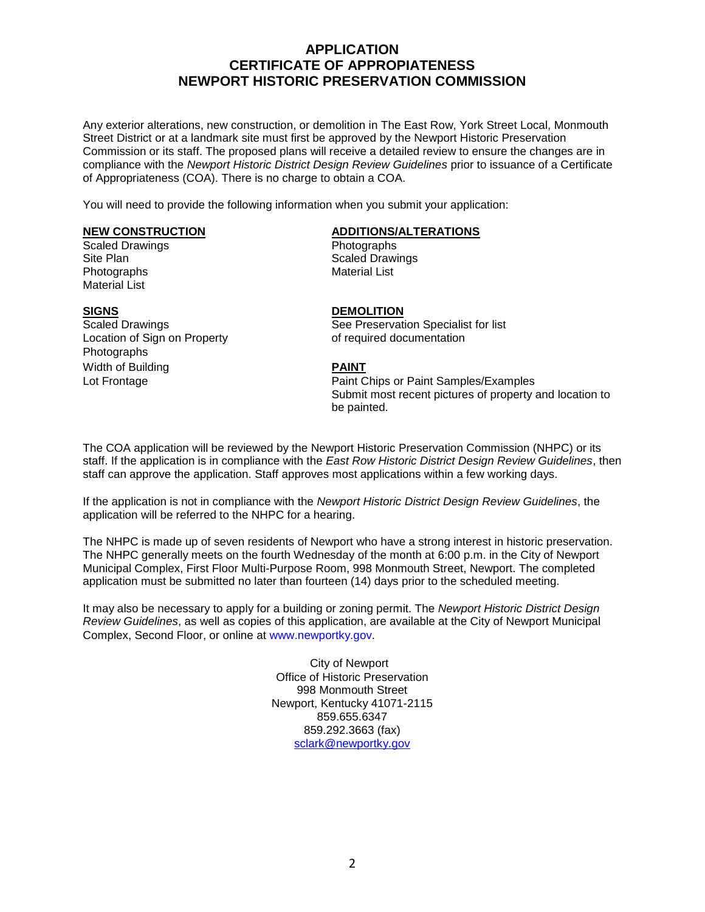# APPLICATION
# CERTIFICATE OF APPROPIATENESS
# NEWPORT HISTORIC PRESERVATION COMMISSION

Any exterior alterations, new construction, or demolition in The East Row, York Street Local, Monmouth Street District or at a landmark site must first be approved by the Newport Historic Preservation Commission or its staff. The proposed plans will receive a detailed review to ensure the changes are in compliance with the *Newport Historic District Design Review Guidelines* prior to issuance of a Certificate of Appropriateness (COA). There is no charge to obtain a COA.

You will need to provide the following information when you submit your application:

**NEW CONSTRUCTION**
Scaled Drawings
Site Plan
Photographs
Material List

**ADDITIONS/ALTERATIONS**
Photographs
Scaled Drawings
Material List

**SIGNS**
Scaled Drawings
Location of Sign on Property
Photographs
Width of Building
Lot Frontage

**DEMOLITION**
See Preservation Specialist for list of required documentation

**PAINT**
Paint Chips or Paint Samples/Examples
Submit most recent pictures of property and location to be painted.

The COA application will be reviewed by the Newport Historic Preservation Commission (NHPC) or its staff. If the application is in compliance with the *East Row Historic District Design Review Guidelines*, then staff can approve the application. Staff approves most applications within a few working days.

If the application is not in compliance with the *Newport Historic District Design Review Guidelines*, the application will be referred to the NHPC for a hearing.

The NHPC is made up of seven residents of Newport who have a strong interest in historic preservation. The NHPC generally meets on the fourth Wednesday of the month at 6:00 p.m. in the City of Newport Municipal Complex, First Floor Multi-Purpose Room, 998 Monmouth Street, Newport. The completed application must be submitted no later than fourteen (14) days prior to the scheduled meeting.

It may also be necessary to apply for a building or zoning permit. The *Newport Historic District Design Review Guidelines*, as well as copies of this application, are available at the City of Newport Municipal Complex, Second Floor, or online at www.newportky.gov.

City of Newport
Office of Historic Preservation
998 Monmouth Street
Newport, Kentucky 41071-2115
859.655.6347
859.292.3663 (fax)
sclark@newportky.gov